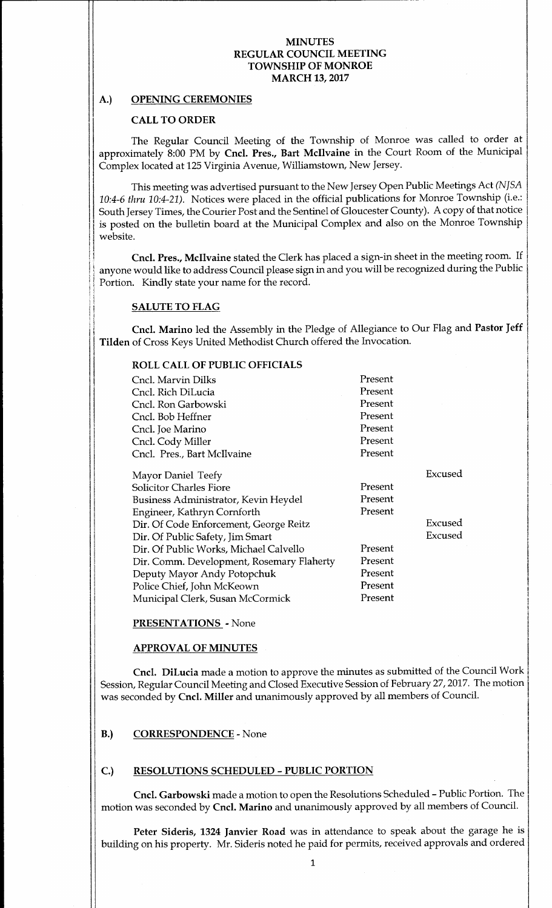# MINUTES
# REGULAR COUNCIL MEETING
# TOWNSHIP OF MONROE
# MARCH 13, 2017

## A.) OPENING CEREMONIES

### CALL TO ORDER

The Regular Council Meeting of the Township of Monroe was called to order at approximately 8:00 PM by **Cncl. Pres., Bart McIlvaine** in the Court Room of the Municipal Complex located at 125 Virginia Avenue, Williamstown, New Jersey.

This meeting was advertised pursuant to the New Jersey Open Public Meetings Act *(NJSA 10:4-6 thru 10:4-21).* Notices were placed in the official publications for Monroe Township (i.e.: South Jersey Times, the Courier Post and the Sentinel of Gloucester County). A copy of that notice is posted on the bulletin board at the Municipal Complex and also on the Monroe Township website.

**Cncl. Pres., McIlvaine** stated the Clerk has placed a sign-in sheet in the meeting room. If anyone would like to address Council please sign in and you will be recognized during the Public Portion. Kindly state your name for the record.

### SALUTE TO FLAG

**Cncl. Marino** led the Assembly in the Pledge of Allegiance to Our Flag and **Pastor Jeff Tilden** of Cross Keys United Methodist Church offered the Invocation.

### ROLL CALL OF PUBLIC OFFICIALS

| | | |
|---|---|---|
| Cncl. Marvin Dilks | Present | |
| Cncl. Rich DiLucia | Present | |
| Cncl. Ron Garbowski | Present | |
| Cncl. Bob Heffner | Present | |
| Cncl. Joe Marino | Present | |
| Cncl. Cody Miller | Present | |
| Cncl. Pres., Bart McIlvaine | Present | |
| Mayor Daniel Teefy | | Excused |
| Solicitor Charles Fiore | Present | |
| Business Administrator, Kevin Heydel | Present | |
| Engineer, Kathryn Cornforth | Present | |
| Dir. Of Code Enforcement, George Reitz | | Excused |
| Dir. Of Public Safety, Jim Smart | | Excused |
| Dir. Of Public Works, Michael Calvello | Present | |
| Dir. Comm. Development, Rosemary Flaherty | Present | |
| Deputy Mayor Andy Potopchuk | Present | |
| Police Chief, John McKeown | Present | |
| Municipal Clerk, Susan McCormick | Present | |

### PRESENTATIONS - None

### APPROVAL OF MINUTES

**Cncl. DiLucia** made a motion to approve the minutes as submitted of the Council Work Session, Regular Council Meeting and Closed Executive Session of February 27, 2017. The motion was seconded by **Cncl. Miller** and unanimously approved by all members of Council.

## B.) CORRESPONDENCE - None

## C.) RESOLUTIONS SCHEDULED – PUBLIC PORTION

**Cncl. Garbowski** made a motion to open the Resolutions Scheduled – Public Portion. The motion was seconded by **Cncl. Marino** and unanimously approved by all members of Council.

**Peter Sideris, 1324 Janvier Road** was in attendance to speak about the garage he is building on his property. Mr. Sideris noted he paid for permits, received approvals and ordered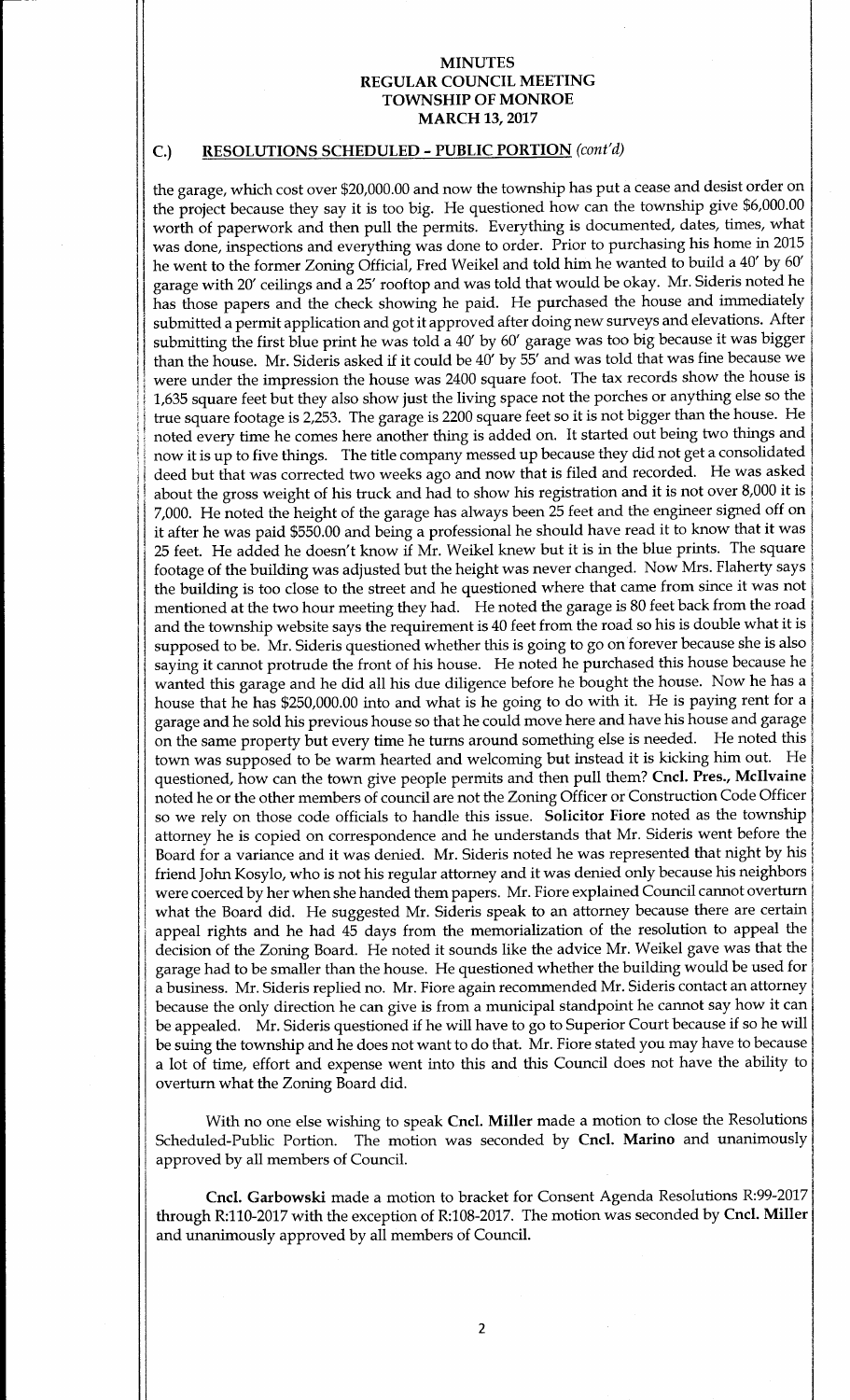# MINUTES
# REGULAR COUNCIL MEETING
# TOWNSHIP OF MONROE
# MARCH 13, 2017

## C.) RESOLUTIONS SCHEDULED - PUBLIC PORTION *(cont'd)*

the garage, which cost over $20,000.00 and now the township has put a cease and desist order on the project because they say it is too big. He questioned how can the township give $6,000.00 worth of paperwork and then pull the permits. Everything is documented, dates, times, what was done, inspections and everything was done to order. Prior to purchasing his home in 2015 he went to the former Zoning Official, Fred Weikel and told him he wanted to build a 40' by 60' garage with 20' ceilings and a 25' rooftop and was told that would be okay. Mr. Sideris noted he has those papers and the check showing he paid. He purchased the house and immediately submitted a permit application and got it approved after doing new surveys and elevations. After submitting the first blue print he was told a 40' by 60' garage was too big because it was bigger than the house. Mr. Sideris asked if it could be 40' by 55' and was told that was fine because we were under the impression the house was 2400 square foot. The tax records show the house is 1,635 square feet but they also show just the living space not the porches or anything else so the true square footage is 2,253. The garage is 2200 square feet so it is not bigger than the house. He noted every time he comes here another thing is added on. It started out being two things and now it is up to five things. The title company messed up because they did not get a consolidated deed but that was corrected two weeks ago and now that is filed and recorded. He was asked about the gross weight of his truck and had to show his registration and it is not over 8,000 it is 7,000. He noted the height of the garage has always been 25 feet and the engineer signed off on it after he was paid $550.00 and being a professional he should have read it to know that it was 25 feet. He added he doesn't know if Mr. Weikel knew but it is in the blue prints. The square footage of the building was adjusted but the height was never changed. Now Mrs. Flaherty says the building is too close to the street and he questioned where that came from since it was not mentioned at the two hour meeting they had. He noted the garage is 80 feet back from the road and the township website says the requirement is 40 feet from the road so his is double what it is supposed to be. Mr. Sideris questioned whether this is going to go on forever because she is also saying it cannot protrude the front of his house. He noted he purchased this house because he wanted this garage and he did all his due diligence before he bought the house. Now he has a house that he has $250,000.00 into and what is he going to do with it. He is paying rent for a garage and he sold his previous house so that he could move here and have his house and garage on the same property but every time he turns around something else is needed. He noted this town was supposed to be warm hearted and welcoming but instead it is kicking him out. He questioned, how can the town give people permits and then pull them? **Cncl. Pres., McIlvaine** noted he or the other members of council are not the Zoning Officer or Construction Code Officer so we rely on those code officials to handle this issue. **Solicitor Fiore** noted as the township attorney he is copied on correspondence and he understands that Mr. Sideris went before the Board for a variance and it was denied. Mr. Sideris noted he was represented that night by his friend John Kosylo, who is not his regular attorney and it was denied only because his neighbors were coerced by her when she handed them papers. Mr. Fiore explained Council cannot overturn what the Board did. He suggested Mr. Sideris speak to an attorney because there are certain appeal rights and he had 45 days from the memorialization of the resolution to appeal the decision of the Zoning Board. He noted it sounds like the advice Mr. Weikel gave was that the garage had to be smaller than the house. He questioned whether the building would be used for a business. Mr. Sideris replied no. Mr. Fiore again recommended Mr. Sideris contact an attorney because the only direction he can give is from a municipal standpoint he cannot say how it can be appealed. Mr. Sideris questioned if he will have to go to Superior Court because if so he will be suing the township and he does not want to do that. Mr. Fiore stated you may have to because a lot of time, effort and expense went into this and this Council does not have the ability to overturn what the Zoning Board did.

With no one else wishing to speak **Cncl. Miller** made a motion to close the Resolutions Scheduled-Public Portion. The motion was seconded by **Cncl. Marino** and unanimously approved by all members of Council.

**Cncl. Garbowski** made a motion to bracket for Consent Agenda Resolutions R:99-2017 through R:110-2017 with the exception of R:108-2017. The motion was seconded by **Cncl. Miller** and unanimously approved by all members of Council.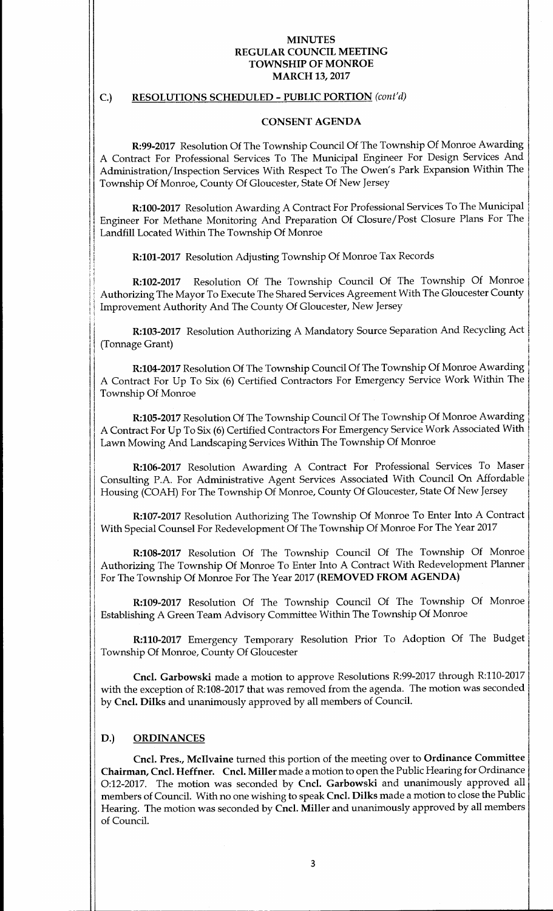**MINUTES**
**REGULAR COUNCIL MEETING**
**TOWNSHIP OF MONROE**
**MARCH 13, 2017**

## C.) RESOLUTIONS SCHEDULED - PUBLIC PORTION *(cont'd)*

### CONSENT AGENDA

**R:99-2017** Resolution Of The Township Council Of The Township Of Monroe Awarding A Contract For Professional Services To The Municipal Engineer For Design Services And Administration/Inspection Services With Respect To The Owen's Park Expansion Within The Township Of Monroe, County Of Gloucester, State Of New Jersey

**R:100-2017** Resolution Awarding A Contract For Professional Services To The Municipal Engineer For Methane Monitoring And Preparation Of Closure/Post Closure Plans For The Landfill Located Within The Township Of Monroe

**R:101-2017** Resolution Adjusting Township Of Monroe Tax Records

**R:102-2017** Resolution Of The Township Council Of The Township Of Monroe Authorizing The Mayor To Execute The Shared Services Agreement With The Gloucester County Improvement Authority And The County Of Gloucester, New Jersey

**R:103-2017** Resolution Authorizing A Mandatory Source Separation And Recycling Act (Tonnage Grant)

**R:104-2017** Resolution Of The Township Council Of The Township Of Monroe Awarding A Contract For Up To Six (6) Certified Contractors For Emergency Service Work Within The Township Of Monroe

**R:105-2017** Resolution Of The Township Council Of The Township Of Monroe Awarding A Contract For Up To Six (6) Certified Contractors For Emergency Service Work Associated With Lawn Mowing And Landscaping Services Within The Township Of Monroe

**R:106-2017** Resolution Awarding A Contract For Professional Services To Maser Consulting P.A. For Administrative Agent Services Associated With Council On Affordable Housing (COAH) For The Township Of Monroe, County Of Gloucester, State Of New Jersey

**R:107-2017** Resolution Authorizing The Township Of Monroe To Enter Into A Contract With Special Counsel For Redevelopment Of The Township Of Monroe For The Year 2017

**R:108-2017** Resolution Of The Township Council Of The Township Of Monroe Authorizing The Township Of Monroe To Enter Into A Contract With Redevelopment Planner For The Township Of Monroe For The Year 2017 **(REMOVED FROM AGENDA)**

**R:109-2017** Resolution Of The Township Council Of The Township Of Monroe Establishing A Green Team Advisory Committee Within The Township Of Monroe

**R:110-2017** Emergency Temporary Resolution Prior To Adoption Of The Budget Township Of Monroe, County Of Gloucester

**Cncl. Garbowski** made a motion to approve Resolutions R:99-2017 through R:110-2017 with the exception of R:108-2017 that was removed from the agenda. The motion was seconded by **Cncl. Dilks** and unanimously approved by all members of Council.

## D.) ORDINANCES

**Cncl. Pres., McIlvaine** turned this portion of the meeting over to **Ordinance Committee Chairman, Cncl. Heffner.** **Cncl. Miller** made a motion to open the Public Hearing for Ordinance O:12-2017. The motion was seconded by **Cncl. Garbowski** and unanimously approved all members of Council. With no one wishing to speak **Cncl. Dilks** made a motion to close the Public Hearing. The motion was seconded by **Cncl. Miller** and unanimously approved by all members of Council.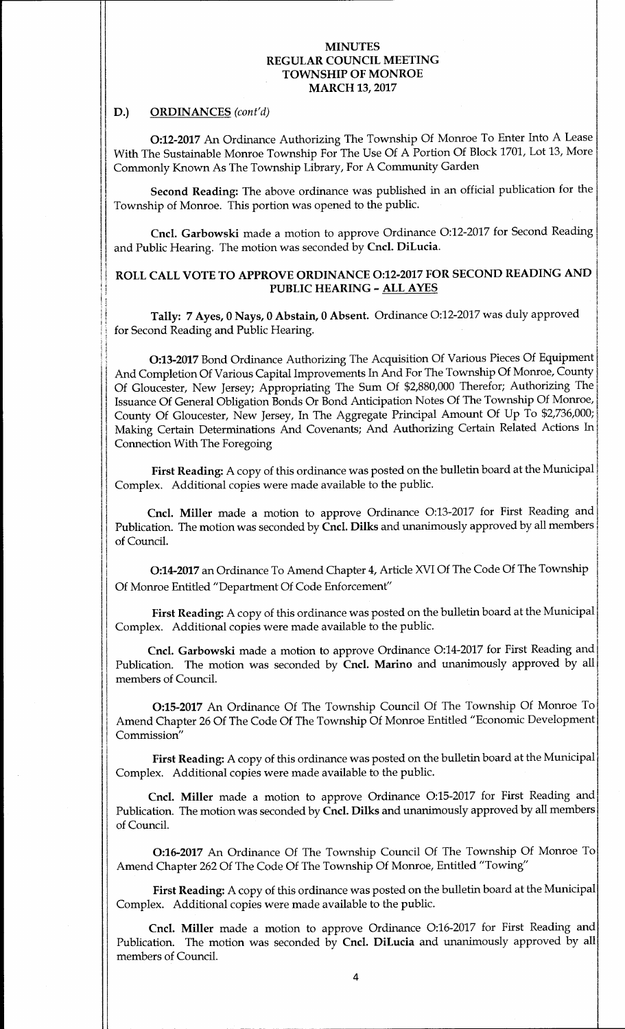**MINUTES**
**REGULAR COUNCIL MEETING**
**TOWNSHIP OF MONROE**
**MARCH 13, 2017**

**D.) ORDINANCES** *(cont'd)*

**O:12-2017** An Ordinance Authorizing The Township Of Monroe To Enter Into A Lease With The Sustainable Monroe Township For The Use Of A Portion Of Block 1701, Lot 13, More Commonly Known As The Township Library, For A Community Garden

**Second Reading:** The above ordinance was published in an official publication for the Township of Monroe. This portion was opened to the public.

**Cncl. Garbowski** made a motion to approve Ordinance O:12-2017 for Second Reading and Public Hearing. The motion was seconded by **Cncl. DiLucia**.

**ROLL CALL VOTE TO APPROVE ORDINANCE O:12-2017 FOR SECOND READING AND PUBLIC HEARING – ALL AYES**

**Tally: 7 Ayes, 0 Nays, 0 Abstain, 0 Absent.** Ordinance O:12-2017 was duly approved for Second Reading and Public Hearing.

**O:13-2017** Bond Ordinance Authorizing The Acquisition Of Various Pieces Of Equipment And Completion Of Various Capital Improvements In And For The Township Of Monroe, County Of Gloucester, New Jersey; Appropriating The Sum Of $2,880,000 Therefor; Authorizing The Issuance Of General Obligation Bonds Or Bond Anticipation Notes Of The Township Of Monroe, County Of Gloucester, New Jersey, In The Aggregate Principal Amount Of Up To $2,736,000; Making Certain Determinations And Covenants; And Authorizing Certain Related Actions In Connection With The Foregoing

**First Reading:** A copy of this ordinance was posted on the bulletin board at the Municipal Complex. Additional copies were made available to the public.

**Cncl. Miller** made a motion to approve Ordinance O:13-2017 for First Reading and Publication. The motion was seconded by **Cncl. Dilks** and unanimously approved by all members of Council.

**O:14-2017** an Ordinance To Amend Chapter 4, Article XVI Of The Code Of The Township Of Monroe Entitled "Department Of Code Enforcement"

**First Reading:** A copy of this ordinance was posted on the bulletin board at the Municipal Complex. Additional copies were made available to the public.

**Cncl. Garbowski** made a motion to approve Ordinance O:14-2017 for First Reading and Publication. The motion was seconded by **Cncl. Marino** and unanimously approved by all members of Council.

**O:15-2017** An Ordinance Of The Township Council Of The Township Of Monroe To Amend Chapter 26 Of The Code Of The Township Of Monroe Entitled "Economic Development Commission"

**First Reading:** A copy of this ordinance was posted on the bulletin board at the Municipal Complex. Additional copies were made available to the public.

**Cncl. Miller** made a motion to approve Ordinance O:15-2017 for First Reading and Publication. The motion was seconded by **Cncl. Dilks** and unanimously approved by all members of Council.

**O:16-2017** An Ordinance Of The Township Council Of The Township Of Monroe To Amend Chapter 262 Of The Code Of The Township Of Monroe, Entitled "Towing"

**First Reading:** A copy of this ordinance was posted on the bulletin board at the Municipal Complex. Additional copies were made available to the public.

**Cncl. Miller** made a motion to approve Ordinance O:16-2017 for First Reading and Publication. The motion was seconded by **Cncl. DiLucia** and unanimously approved by all members of Council.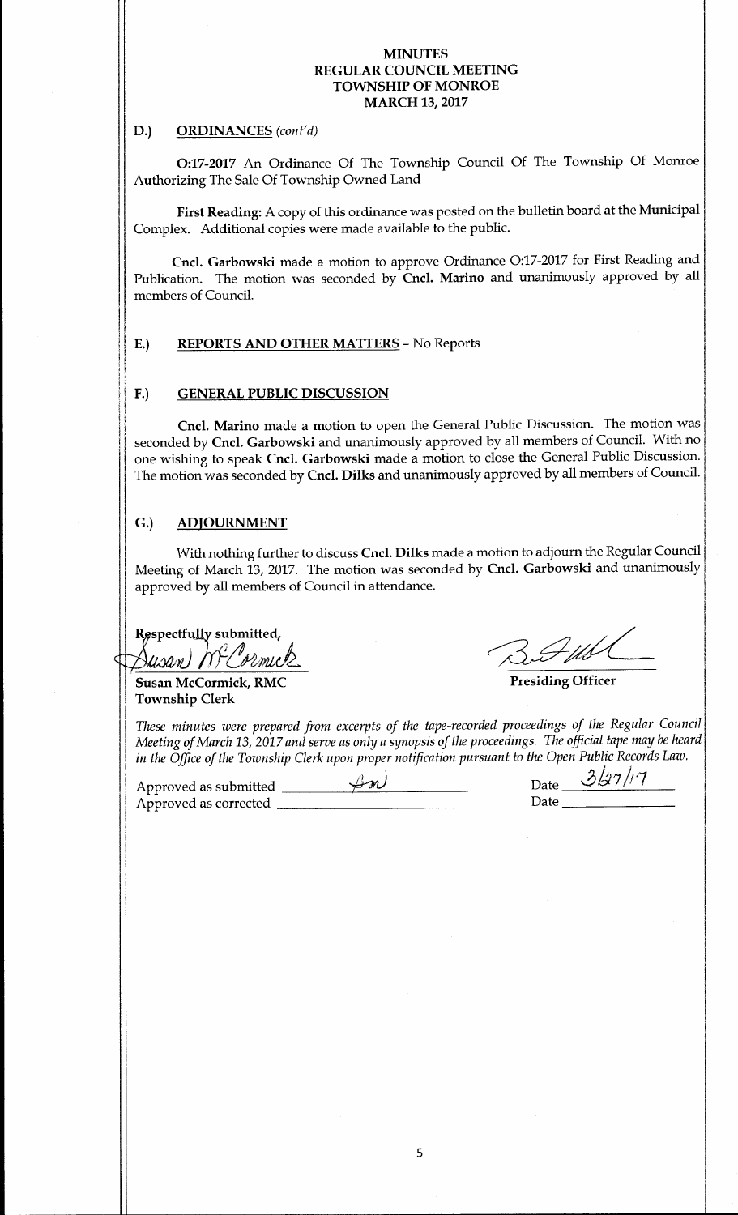**MINUTES**
**REGULAR COUNCIL MEETING**
**TOWNSHIP OF MONROE**
**MARCH 13, 2017**

**D.) ORDINANCES** *(cont'd)*

**O:17-2017** An Ordinance Of The Township Council Of The Township Of Monroe Authorizing The Sale Of Township Owned Land

**First Reading:** A copy of this ordinance was posted on the bulletin board at the Municipal Complex. Additional copies were made available to the public.

**Cncl. Garbowski** made a motion to approve Ordinance O:17-2017 for First Reading and Publication. The motion was seconded by **Cncl. Marino** and unanimously approved by all members of Council.

**E.) REPORTS AND OTHER MATTERS** - No Reports

**F.) GENERAL PUBLIC DISCUSSION**

**Cncl. Marino** made a motion to open the General Public Discussion. The motion was seconded by **Cncl. Garbowski** and unanimously approved by all members of Council. With no one wishing to speak **Cncl. Garbowski** made a motion to close the General Public Discussion. The motion was seconded by **Cncl. Dilks** and unanimously approved by all members of Council.

**G.) ADJOURNMENT**

With nothing further to discuss **Cncl. Dilks** made a motion to adjourn the Regular Council Meeting of March 13, 2017. The motion was seconded by **Cncl. Garbowski** and unanimously approved by all members of Council in attendance.

**Respectfully submitted,**

Susan McCormick

**Susan McCormick, RMC**
**Township Clerk**

**Presiding Officer**

*These minutes were prepared from excerpts of the tape-recorded proceedings of the Regular Council Meeting of March 13, 2017 and serve as only a synopsis of the proceedings. The official tape may be heard in the Office of the Township Clerk upon proper notification pursuant to the Open Public Records Law.*

Approved as submitted ___AM___ Date ___3/27/17___
Approved as corrected ______________ Date ______________